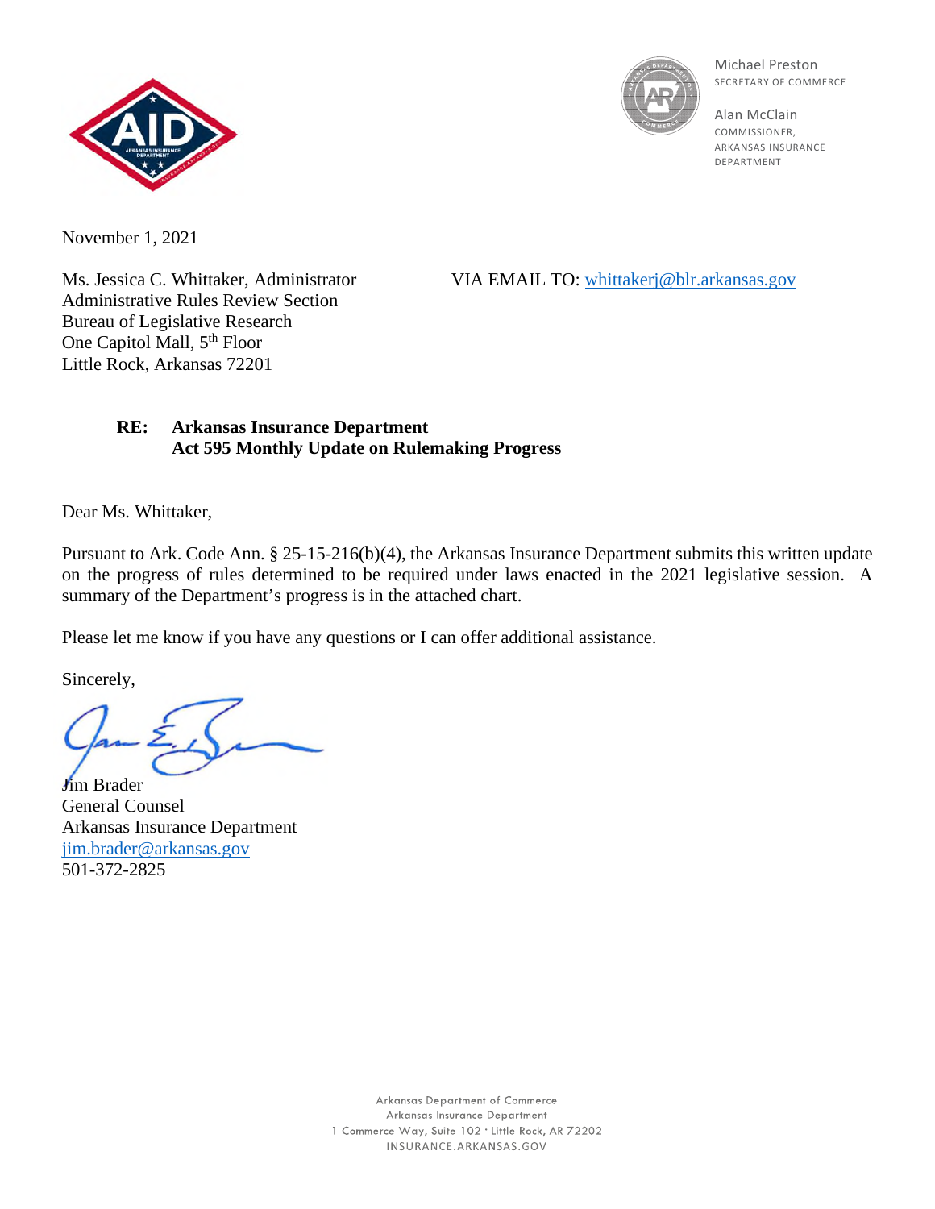Michael Preston
SECRETARY OF COMMERCE

Alan McClain
COMMISSIONER,
ARKANSAS INSURANCE DEPARTMENT

November 1, 2021

Ms. Jessica C. Whittaker, Administrator
Administrative Rules Review Section
Bureau of Legislative Research
One Capitol Mall, 5th Floor
Little Rock, Arkansas 72201

VIA EMAIL TO: whittakerj@blr.arkansas.gov

**RE: Arkansas Insurance Department**
**Act 595 Monthly Update on Rulemaking Progress**

Dear Ms. Whittaker,

Pursuant to Ark. Code Ann. § 25-15-216(b)(4), the Arkansas Insurance Department submits this written update on the progress of rules determined to be required under laws enacted in the 2021 legislative session. A summary of the Department's progress is in the attached chart.

Please let me know if you have any questions or I can offer additional assistance.

Sincerely,

Jim Brader
General Counsel
Arkansas Insurance Department
jim.brader@arkansas.gov
501-372-2825

Arkansas Department of Commerce
Arkansas Insurance Department
1 Commerce Way, Suite 102 · Little Rock, AR 72202
INSURANCE.ARKANSAS.GOV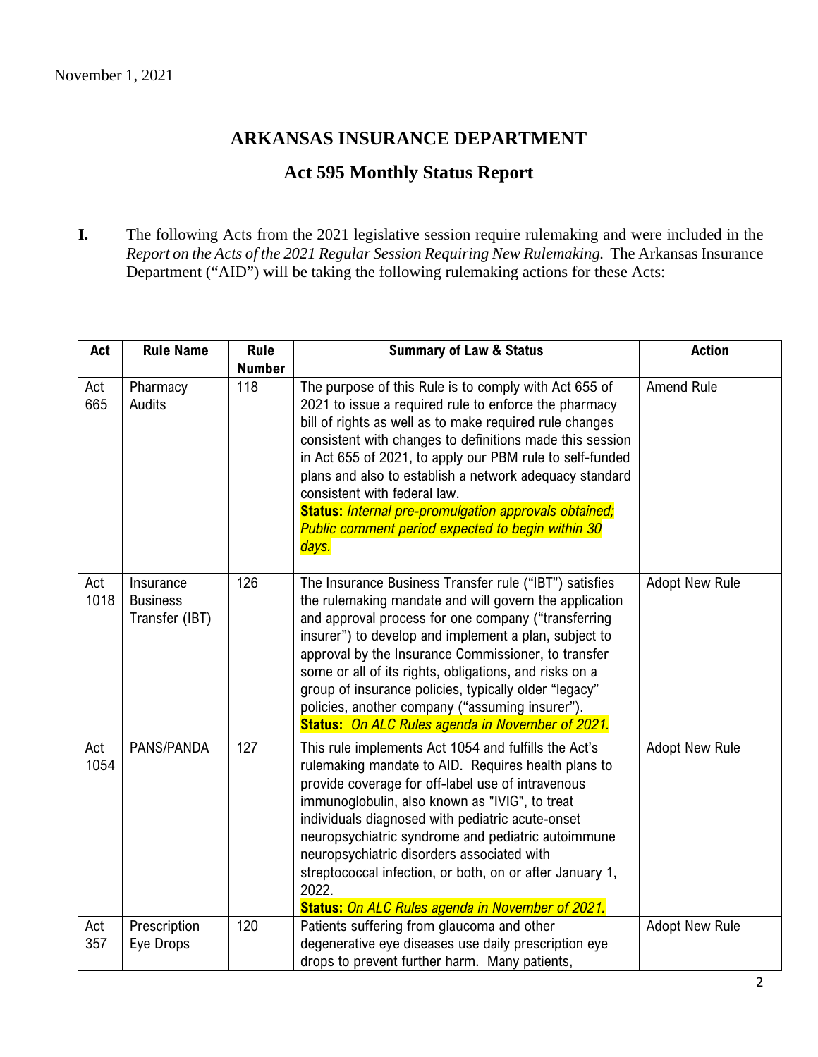November 1, 2021

## ARKANSAS INSURANCE DEPARTMENT

## Act 595 Monthly Status Report

**I.** The following Acts from the 2021 legislative session require rulemaking and were included in the *Report on the Acts of the 2021 Regular Session Requiring New Rulemaking.* The Arkansas Insurance Department ("AID") will be taking the following rulemaking actions for these Acts:

| Act | Rule Name | Rule Number | Summary of Law & Status | Action |
|---|---|---|---|---|
| Act 665 | Pharmacy Audits | 118 | The purpose of this Rule is to comply with Act 655 of 2021 to issue a required rule to enforce the pharmacy bill of rights as well as to make required rule changes consistent with changes to definitions made this session in Act 655 of 2021, to apply our PBM rule to self-funded plans and also to establish a network adequacy standard consistent with federal law. **Status:** *Internal pre-promulgation approvals obtained; Public comment period expected to begin within 30 days.* | Amend Rule |
| Act 1018 | Insurance Business Transfer (IBT) | 126 | The Insurance Business Transfer rule ("IBT") satisfies the rulemaking mandate and will govern the application and approval process for one company ("transferring insurer") to develop and implement a plan, subject to approval by the Insurance Commissioner, to transfer some or all of its rights, obligations, and risks on a group of insurance policies, typically older "legacy" policies, another company ("assuming insurer"). **Status:** *On ALC Rules agenda in November of 2021.* | Adopt New Rule |
| Act 1054 | PANS/PANDA | 127 | This rule implements Act 1054 and fulfills the Act's rulemaking mandate to AID. Requires health plans to provide coverage for off-label use of intravenous immunoglobulin, also known as "IVIG", to treat individuals diagnosed with pediatric acute-onset neuropsychiatric syndrome and pediatric autoimmune neuropsychiatric disorders associated with streptococcal infection, or both, on or after January 1, 2022. **Status:** *On ALC Rules agenda in November of 2021.* | Adopt New Rule |
| Act 357 | Prescription Eye Drops | 120 | Patients suffering from glaucoma and other degenerative eye diseases use daily prescription eye drops to prevent further harm. Many patients, | Adopt New Rule |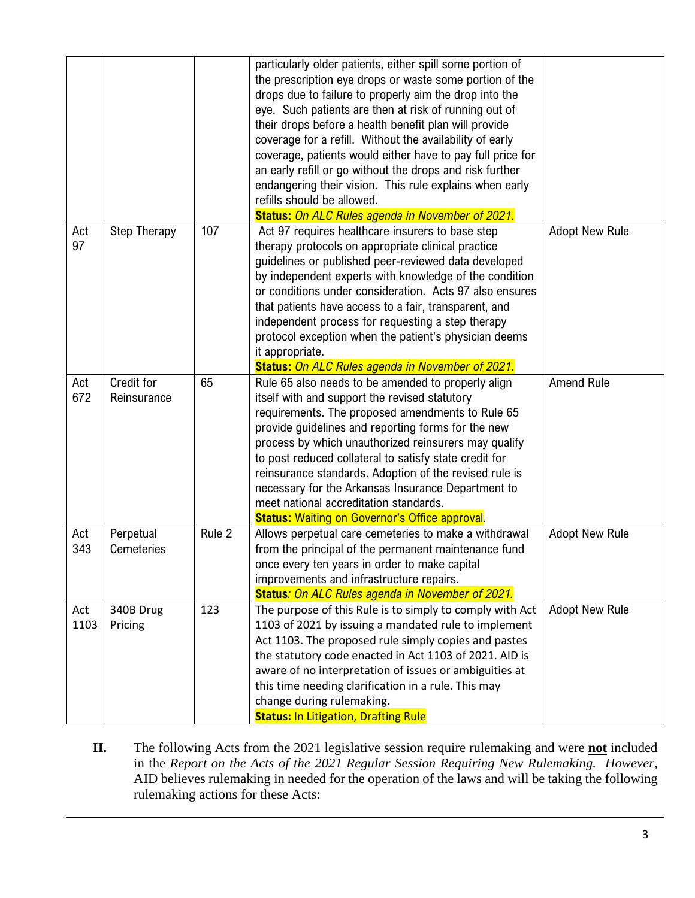| | | | | |
|---|---|---|---|---|
| | | | particularly older patients, either spill some portion of the prescription eye drops or waste some portion of the drops due to failure to properly aim the drop into the eye. Such patients are then at risk of running out of their drops before a health benefit plan will provide coverage for a refill. Without the availability of early coverage, patients would either have to pay full price for an early refill or go without the drops and risk further endangering their vision. This rule explains when early refills should be allowed. **Status:** *On ALC Rules agenda in November of 2021.* | |
| Act 97 | Step Therapy | 107 | Act 97 requires healthcare insurers to base step therapy protocols on appropriate clinical practice guidelines or published peer-reviewed data developed by independent experts with knowledge of the condition or conditions under consideration. Acts 97 also ensures that patients have access to a fair, transparent, and independent process for requesting a step therapy protocol exception when the patient's physician deems it appropriate. **Status:** *On ALC Rules agenda in November of 2021.* | Adopt New Rule |
| Act 672 | Credit for Reinsurance | 65 | Rule 65 also needs to be amended to properly align itself with and support the revised statutory requirements. The proposed amendments to Rule 65 provide guidelines and reporting forms for the new process by which unauthorized reinsurers may qualify to post reduced collateral to satisfy state credit for reinsurance standards. Adoption of the revised rule is necessary for the Arkansas Insurance Department to meet national accreditation standards. **Status:** Waiting on Governor's Office approval. | Amend Rule |
| Act 343 | Perpetual Cemeteries | Rule 2 | Allows perpetual care cemeteries to make a withdrawal from the principal of the permanent maintenance fund once every ten years in order to make capital improvements and infrastructure repairs. **Status***: On ALC Rules agenda in November of 2021.* | Adopt New Rule |
| Act 1103 | 340B Drug Pricing | 123 | The purpose of this Rule is to simply to comply with Act 1103 of 2021 by issuing a mandated rule to implement Act 1103. The proposed rule simply copies and pastes the statutory code enacted in Act 1103 of 2021. AID is aware of no interpretation of issues or ambiguities at this time needing clarification in a rule. This may change during rulemaking. **Status:** In Litigation, Drafting Rule | Adopt New Rule |

**II.** The following Acts from the 2021 legislative session require rulemaking and were **not** included in the *Report on the Acts of the 2021 Regular Session Requiring New Rulemaking. However,* AID believes rulemaking in needed for the operation of the laws and will be taking the following rulemaking actions for these Acts: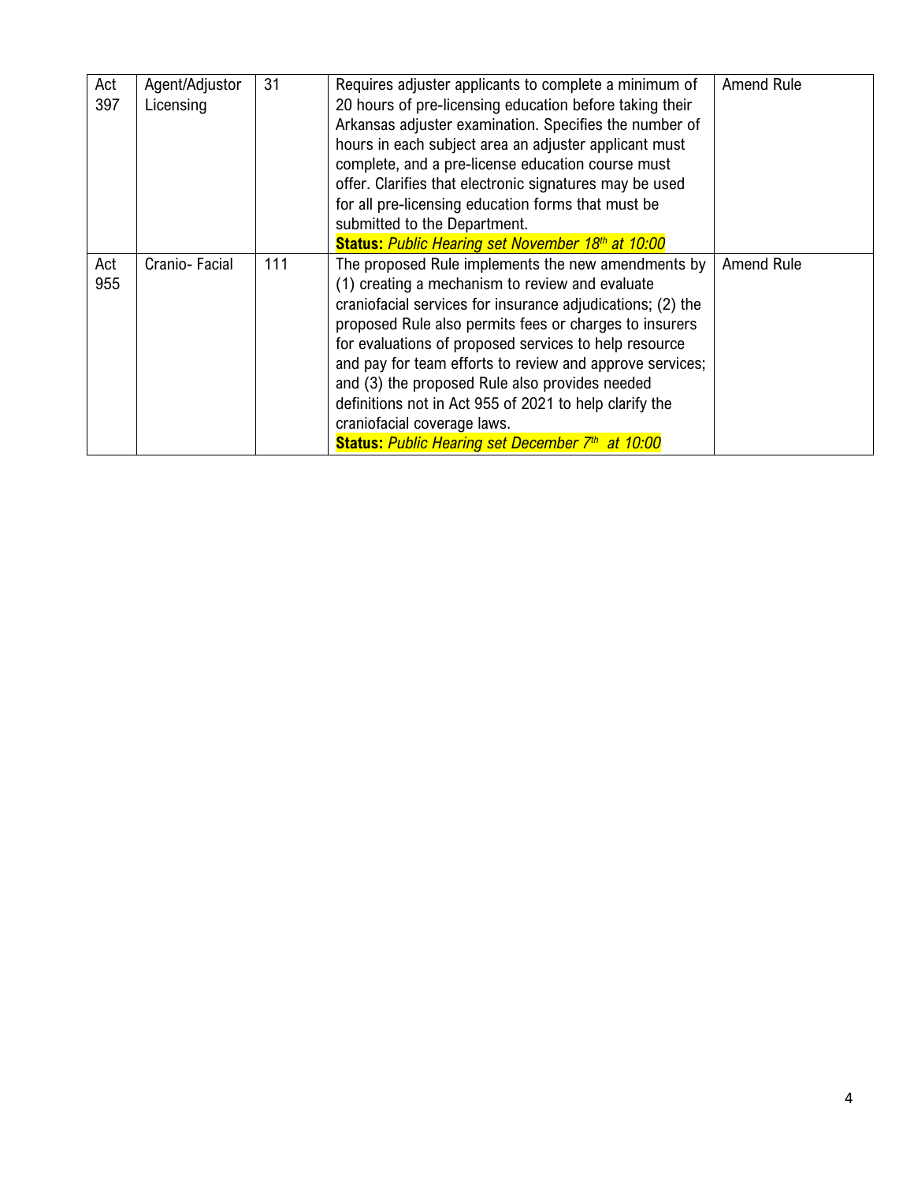| | | | | |
|---|---|---|---|---|
| Act 397 | Agent/Adjustor Licensing | 31 | Requires adjuster applicants to complete a minimum of 20 hours of pre-licensing education before taking their Arkansas adjuster examination. Specifies the number of hours in each subject area an adjuster applicant must complete, and a pre-license education course must offer. Clarifies that electronic signatures may be used for all pre-licensing education forms that must be submitted to the Department.<br>**Status:** *Public Hearing set November 18th at 10:00* | Amend Rule |
| Act 955 | Cranio- Facial | 111 | The proposed Rule implements the new amendments by (1) creating a mechanism to review and evaluate craniofacial services for insurance adjudications; (2) the proposed Rule also permits fees or charges to insurers for evaluations of proposed services to help resource and pay for team efforts to review and approve services; and (3) the proposed Rule also provides needed definitions not in Act 955 of 2021 to help clarify the craniofacial coverage laws.<br>**Status:** *Public Hearing set December 7th at 10:00* | Amend Rule |